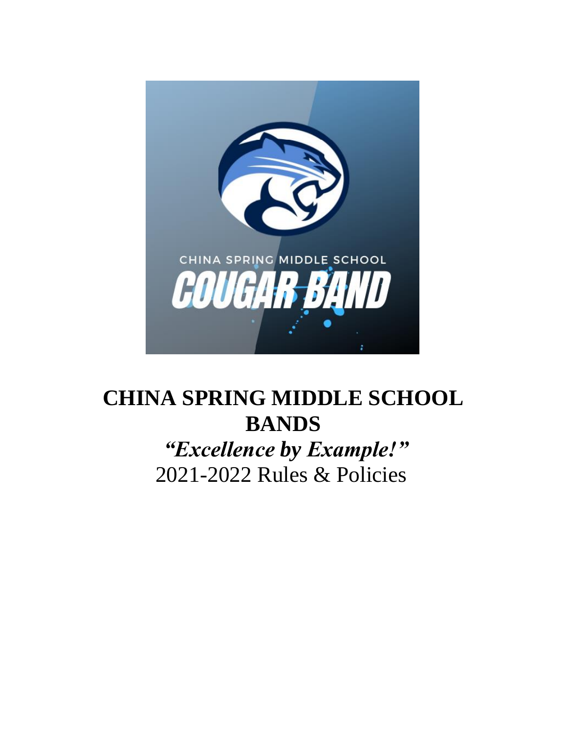# CHINA SPRING MIDDLE SCHOOL BANDS

***"Excellence by Example!"***

2021-2022 Rules & Policies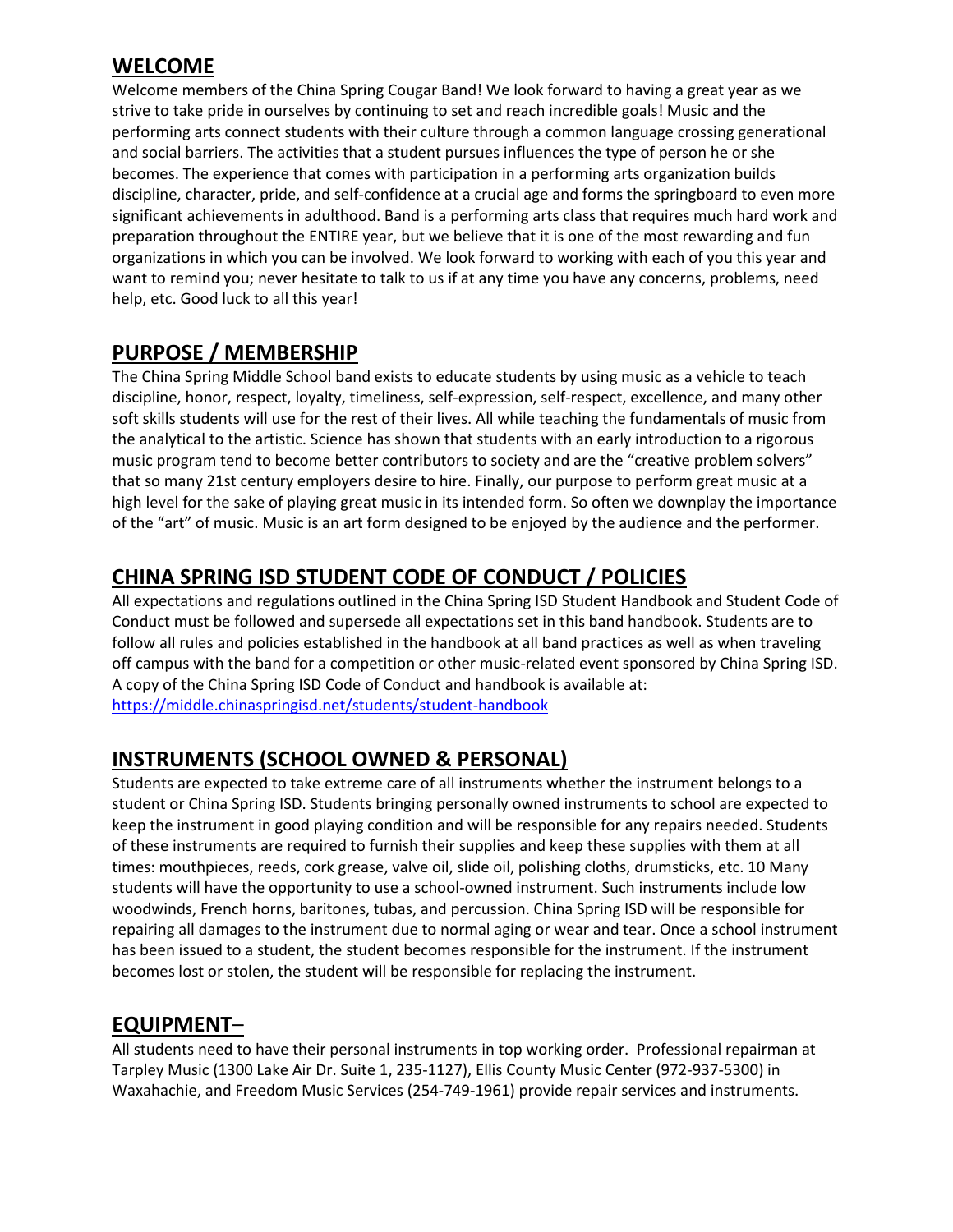## WELCOME

Welcome members of the China Spring Cougar Band! We look forward to having a great year as we strive to take pride in ourselves by continuing to set and reach incredible goals! Music and the performing arts connect students with their culture through a common language crossing generational and social barriers. The activities that a student pursues influences the type of person he or she becomes. The experience that comes with participation in a performing arts organization builds discipline, character, pride, and self-confidence at a crucial age and forms the springboard to even more significant achievements in adulthood. Band is a performing arts class that requires much hard work and preparation throughout the ENTIRE year, but we believe that it is one of the most rewarding and fun organizations in which you can be involved. We look forward to working with each of you this year and want to remind you; never hesitate to talk to us if at any time you have any concerns, problems, need help, etc. Good luck to all this year!

## PURPOSE / MEMBERSHIP

The China Spring Middle School band exists to educate students by using music as a vehicle to teach discipline, honor, respect, loyalty, timeliness, self-expression, self-respect, excellence, and many other soft skills students will use for the rest of their lives. All while teaching the fundamentals of music from the analytical to the artistic. Science has shown that students with an early introduction to a rigorous music program tend to become better contributors to society and are the "creative problem solvers" that so many 21st century employers desire to hire. Finally, our purpose to perform great music at a high level for the sake of playing great music in its intended form. So often we downplay the importance of the "art" of music. Music is an art form designed to be enjoyed by the audience and the performer.

## CHINA SPRING ISD STUDENT CODE OF CONDUCT / POLICIES

All expectations and regulations outlined in the China Spring ISD Student Handbook and Student Code of Conduct must be followed and supersede all expectations set in this band handbook. Students are to follow all rules and policies established in the handbook at all band practices as well as when traveling off campus with the band for a competition or other music-related event sponsored by China Spring ISD. A copy of the China Spring ISD Code of Conduct and handbook is available at: https://middle.chinaspringisd.net/students/student-handbook

## INSTRUMENTS (SCHOOL OWNED & PERSONAL)

Students are expected to take extreme care of all instruments whether the instrument belongs to a student or China Spring ISD. Students bringing personally owned instruments to school are expected to keep the instrument in good playing condition and will be responsible for any repairs needed. Students of these instruments are required to furnish their supplies and keep these supplies with them at all times: mouthpieces, reeds, cork grease, valve oil, slide oil, polishing cloths, drumsticks, etc. 10 Many students will have the opportunity to use a school-owned instrument. Such instruments include low woodwinds, French horns, baritones, tubas, and percussion. China Spring ISD will be responsible for repairing all damages to the instrument due to normal aging or wear and tear. Once a school instrument has been issued to a student, the student becomes responsible for the instrument. If the instrument becomes lost or stolen, the student will be responsible for replacing the instrument.

## EQUIPMENT–

All students need to have their personal instruments in top working order. Professional repairman at Tarpley Music (1300 Lake Air Dr. Suite 1, 235-1127), Ellis County Music Center (972-937-5300) in Waxahachie, and Freedom Music Services (254-749-1961) provide repair services and instruments.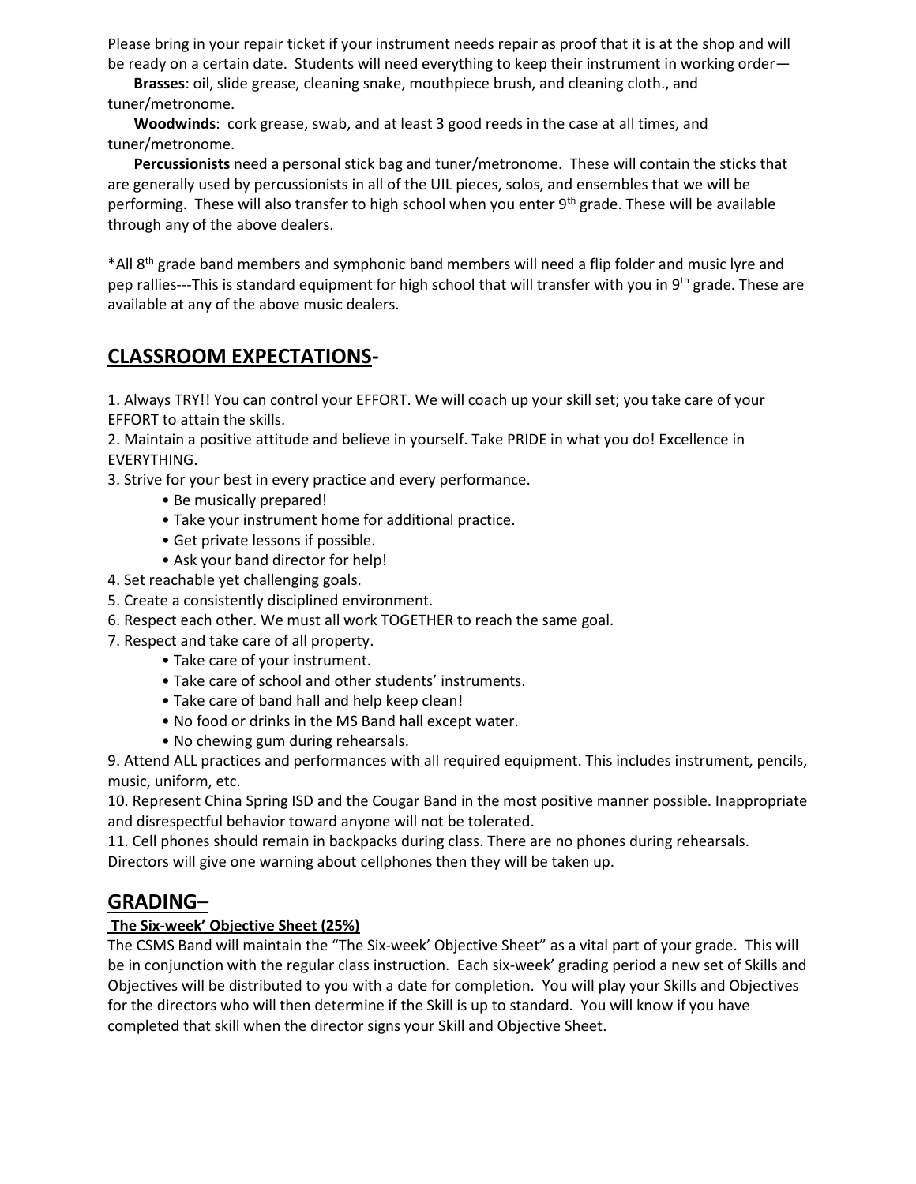Please bring in your repair ticket if your instrument needs repair as proof that it is at the shop and will be ready on a certain date. Students will need everything to keep their instrument in working order—

**Brasses**: oil, slide grease, cleaning snake, mouthpiece brush, and cleaning cloth., and tuner/metronome.

**Woodwinds**: cork grease, swab, and at least 3 good reeds in the case at all times, and tuner/metronome.

**Percussionists** need a personal stick bag and tuner/metronome. These will contain the sticks that are generally used by percussionists in all of the UIL pieces, solos, and ensembles that we will be performing. These will also transfer to high school when you enter 9th grade. These will be available through any of the above dealers.

*All 8th grade band members and symphonic band members will need a flip folder and music lyre and pep rallies---This is standard equipment for high school that will transfer with you in 9th grade. These are available at any of the above music dealers.

## CLASSROOM EXPECTATIONS-

1. Always TRY!! You can control your EFFORT. We will coach up your skill set; you take care of your EFFORT to attain the skills.
2. Maintain a positive attitude and believe in yourself. Take PRIDE in what you do! Excellence in EVERYTHING.
3. Strive for your best in every practice and every performance.
   - Be musically prepared!
   - Take your instrument home for additional practice.
   - Get private lessons if possible.
   - Ask your band director for help!
4. Set reachable yet challenging goals.
5. Create a consistently disciplined environment.
6. Respect each other. We must all work TOGETHER to reach the same goal.
7. Respect and take care of all property.
   - Take care of your instrument.
   - Take care of school and other students' instruments.
   - Take care of band hall and help keep clean!
   - No food or drinks in the MS Band hall except water.
   - No chewing gum during rehearsals.

9. Attend ALL practices and performances with all required equipment. This includes instrument, pencils, music, uniform, etc.

10. Represent China Spring ISD and the Cougar Band in the most positive manner possible. Inappropriate and disrespectful behavior toward anyone will not be tolerated.

11. Cell phones should remain in backpacks during class. There are no phones during rehearsals. Directors will give one warning about cellphones then they will be taken up.

## GRADING–

**The Six-week' Objective Sheet (25%)**

The CSMS Band will maintain the "The Six-week' Objective Sheet" as a vital part of your grade. This will be in conjunction with the regular class instruction. Each six-week' grading period a new set of Skills and Objectives will be distributed to you with a date for completion. You will play your Skills and Objectives for the directors who will then determine if the Skill is up to standard. You will know if you have completed that skill when the director signs your Skill and Objective Sheet.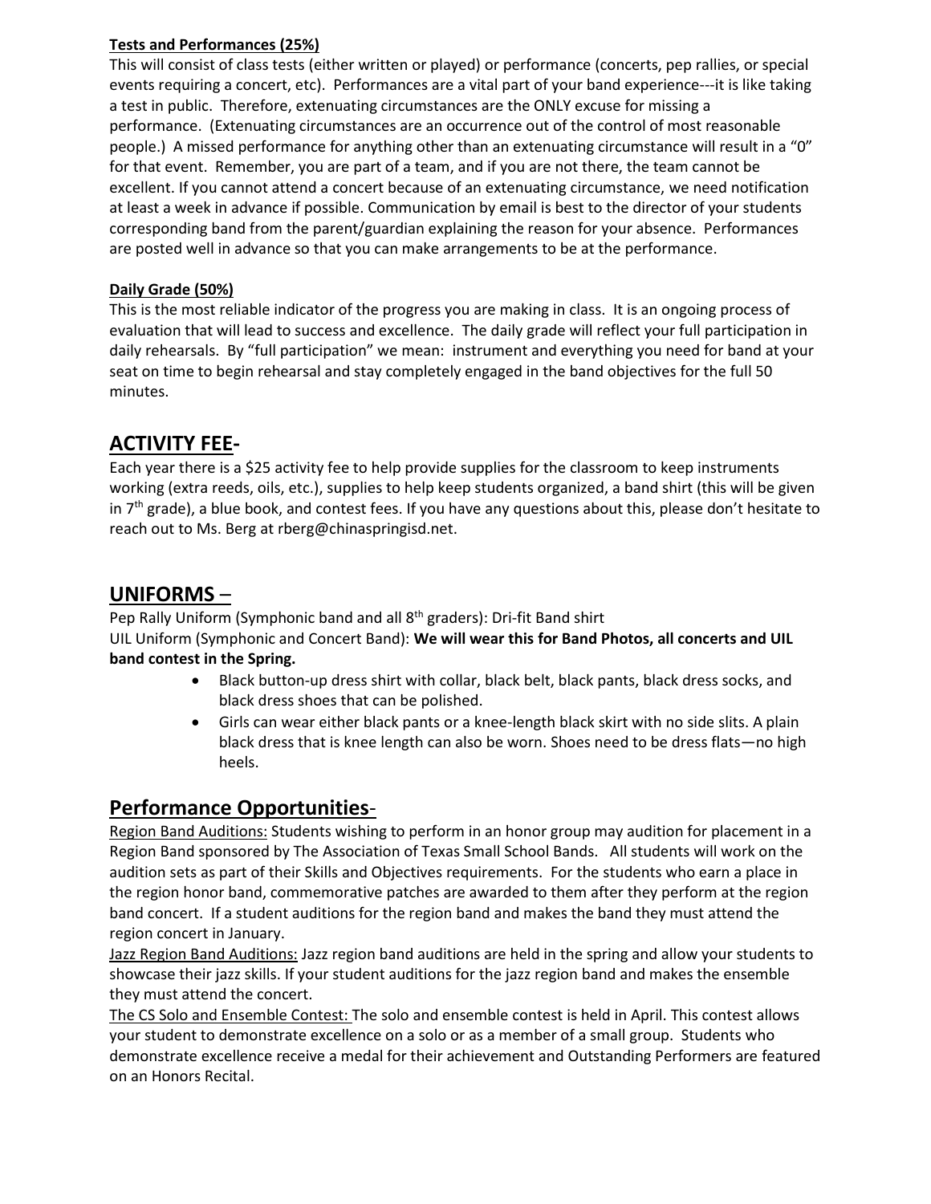**Tests and Performances (25%)**

This will consist of class tests (either written or played) or performance (concerts, pep rallies, or special events requiring a concert, etc). Performances are a vital part of your band experience---it is like taking a test in public. Therefore, extenuating circumstances are the ONLY excuse for missing a performance. (Extenuating circumstances are an occurrence out of the control of most reasonable people.) A missed performance for anything other than an extenuating circumstance will result in a "0" for that event. Remember, you are part of a team, and if you are not there, the team cannot be excellent. If you cannot attend a concert because of an extenuating circumstance, we need notification at least a week in advance if possible. Communication by email is best to the director of your students corresponding band from the parent/guardian explaining the reason for your absence. Performances are posted well in advance so that you can make arrangements to be at the performance.

**Daily Grade (50%)**

This is the most reliable indicator of the progress you are making in class. It is an ongoing process of evaluation that will lead to success and excellence. The daily grade will reflect your full participation in daily rehearsals. By "full participation" we mean: instrument and everything you need for band at your seat on time to begin rehearsal and stay completely engaged in the band objectives for the full 50 minutes.

## ACTIVITY FEE-

Each year there is a $25 activity fee to help provide supplies for the classroom to keep instruments working (extra reeds, oils, etc.), supplies to help keep students organized, a band shirt (this will be given in 7th grade), a blue book, and contest fees. If you have any questions about this, please don't hesitate to reach out to Ms. Berg at rberg@chinaspringisd.net.

## UNIFORMS –

Pep Rally Uniform (Symphonic band and all 8th graders): Dri-fit Band shirt

UIL Uniform (Symphonic and Concert Band): **We will wear this for Band Photos, all concerts and UIL band contest in the Spring.**

- Black button-up dress shirt with collar, black belt, black pants, black dress socks, and black dress shoes that can be polished.
- Girls can wear either black pants or a knee-length black skirt with no side slits. A plain black dress that is knee length can also be worn. Shoes need to be dress flats—no high heels.

## Performance Opportunities-

Region Band Auditions: Students wishing to perform in an honor group may audition for placement in a Region Band sponsored by The Association of Texas Small School Bands. All students will work on the audition sets as part of their Skills and Objectives requirements. For the students who earn a place in the region honor band, commemorative patches are awarded to them after they perform at the region band concert. If a student auditions for the region band and makes the band they must attend the region concert in January.

Jazz Region Band Auditions: Jazz region band auditions are held in the spring and allow your students to showcase their jazz skills. If your student auditions for the jazz region band and makes the ensemble they must attend the concert.

The CS Solo and Ensemble Contest: The solo and ensemble contest is held in April. This contest allows your student to demonstrate excellence on a solo or as a member of a small group. Students who demonstrate excellence receive a medal for their achievement and Outstanding Performers are featured on an Honors Recital.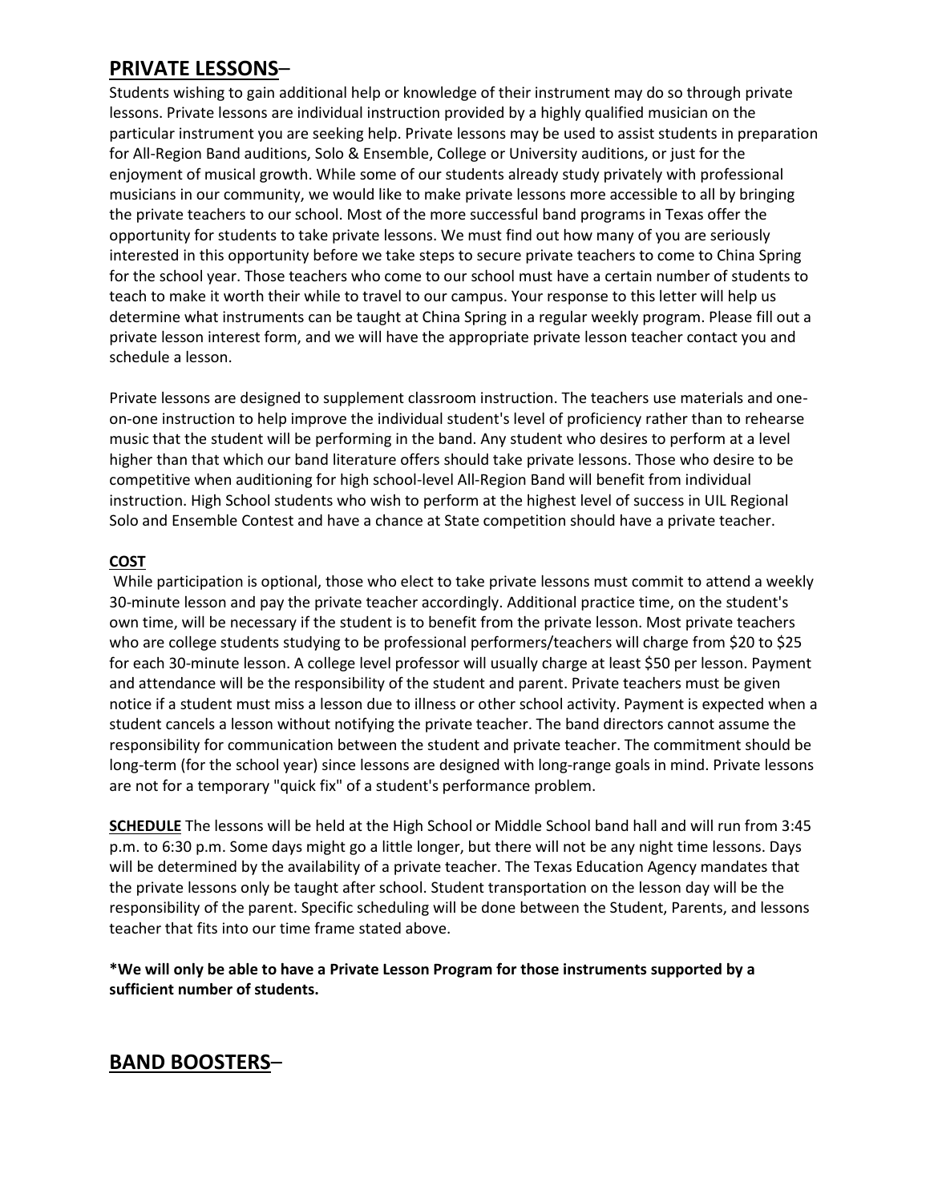## **PRIVATE LESSONS**–

Students wishing to gain additional help or knowledge of their instrument may do so through private lessons. Private lessons are individual instruction provided by a highly qualified musician on the particular instrument you are seeking help. Private lessons may be used to assist students in preparation for All-Region Band auditions, Solo & Ensemble, College or University auditions, or just for the enjoyment of musical growth. While some of our students already study privately with professional musicians in our community, we would like to make private lessons more accessible to all by bringing the private teachers to our school. Most of the more successful band programs in Texas offer the opportunity for students to take private lessons. We must find out how many of you are seriously interested in this opportunity before we take steps to secure private teachers to come to China Spring for the school year. Those teachers who come to our school must have a certain number of students to teach to make it worth their while to travel to our campus. Your response to this letter will help us determine what instruments can be taught at China Spring in a regular weekly program. Please fill out a private lesson interest form, and we will have the appropriate private lesson teacher contact you and schedule a lesson.

Private lessons are designed to supplement classroom instruction. The teachers use materials and one-on-one instruction to help improve the individual student's level of proficiency rather than to rehearse music that the student will be performing in the band. Any student who desires to perform at a level higher than that which our band literature offers should take private lessons. Those who desire to be competitive when auditioning for high school-level All-Region Band will benefit from individual instruction. High School students who wish to perform at the highest level of success in UIL Regional Solo and Ensemble Contest and have a chance at State competition should have a private teacher.

**COST**

While participation is optional, those who elect to take private lessons must commit to attend a weekly 30-minute lesson and pay the private teacher accordingly. Additional practice time, on the student's own time, will be necessary if the student is to benefit from the private lesson. Most private teachers who are college students studying to be professional performers/teachers will charge from $20 to $25 for each 30-minute lesson. A college level professor will usually charge at least $50 per lesson. Payment and attendance will be the responsibility of the student and parent. Private teachers must be given notice if a student must miss a lesson due to illness or other school activity. Payment is expected when a student cancels a lesson without notifying the private teacher. The band directors cannot assume the responsibility for communication between the student and private teacher. The commitment should be long-term (for the school year) since lessons are designed with long-range goals in mind. Private lessons are not for a temporary "quick fix" of a student's performance problem.

**SCHEDULE** The lessons will be held at the High School or Middle School band hall and will run from 3:45 p.m. to 6:30 p.m. Some days might go a little longer, but there will not be any night time lessons. Days will be determined by the availability of a private teacher. The Texas Education Agency mandates that the private lessons only be taught after school. Student transportation on the lesson day will be the responsibility of the parent. Specific scheduling will be done between the Student, Parents, and lessons teacher that fits into our time frame stated above.

***We will only be able to have a Private Lesson Program for those instruments supported by a sufficient number of students.**

## **BAND BOOSTERS**–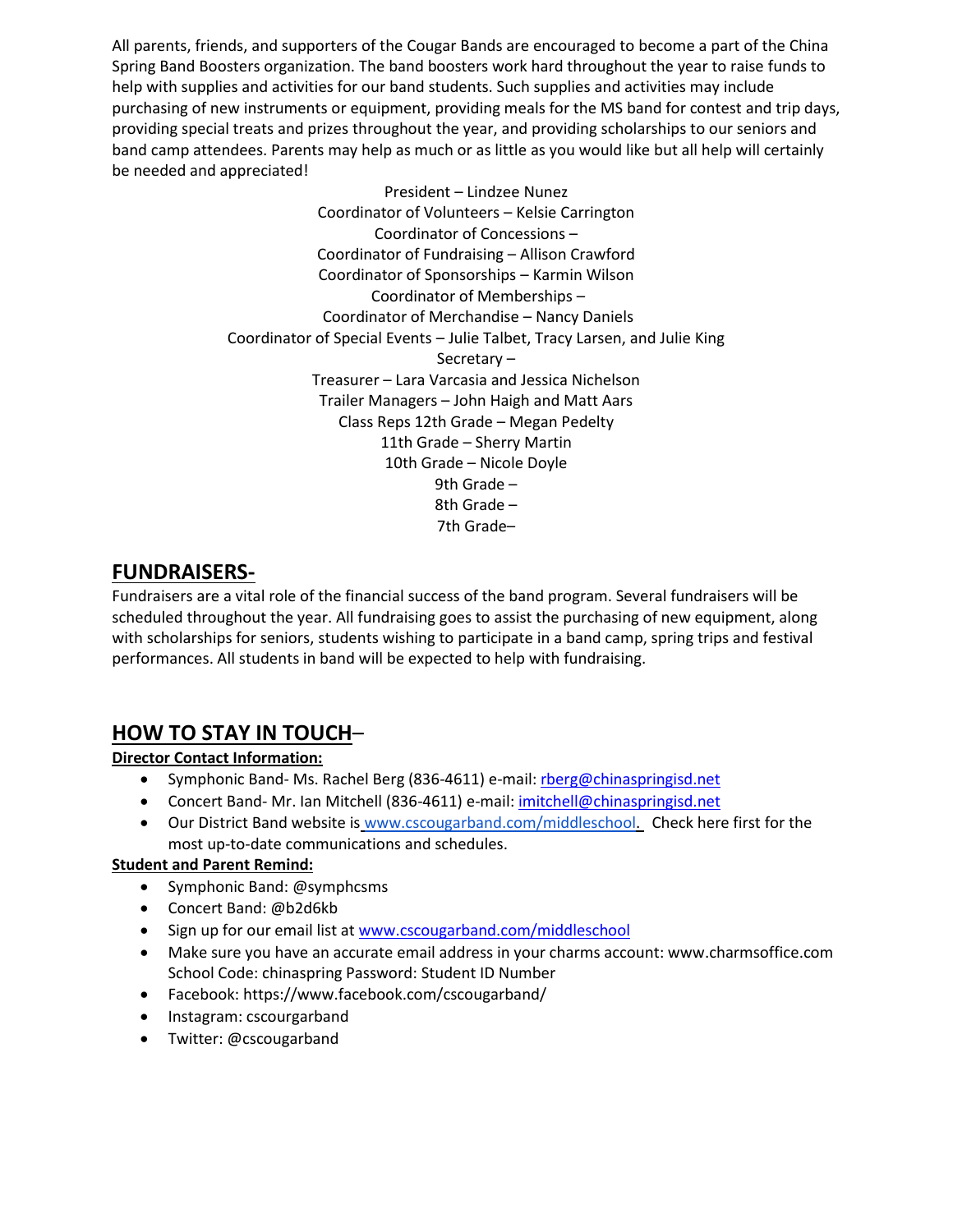All parents, friends, and supporters of the Cougar Bands are encouraged to become a part of the China Spring Band Boosters organization. The band boosters work hard throughout the year to raise funds to help with supplies and activities for our band students. Such supplies and activities may include purchasing of new instruments or equipment, providing meals for the MS band for contest and trip days, providing special treats and prizes throughout the year, and providing scholarships to our seniors and band camp attendees. Parents may help as much or as little as you would like but all help will certainly be needed and appreciated!

President – Lindzee Nunez
Coordinator of Volunteers – Kelsie Carrington
Coordinator of Concessions –
Coordinator of Fundraising – Allison Crawford
Coordinator of Sponsorships – Karmin Wilson
Coordinator of Memberships –
Coordinator of Merchandise – Nancy Daniels
Coordinator of Special Events – Julie Talbet, Tracy Larsen, and Julie King
Secretary –
Treasurer – Lara Varcasia and Jessica Nichelson
Trailer Managers – John Haigh and Matt Aars
Class Reps 12th Grade – Megan Pedelty
11th Grade – Sherry Martin
10th Grade – Nicole Doyle
9th Grade –
8th Grade –
7th Grade–

## FUNDRAISERS-

Fundraisers are a vital role of the financial success of the band program. Several fundraisers will be scheduled throughout the year. All fundraising goes to assist the purchasing of new equipment, along with scholarships for seniors, students wishing to participate in a band camp, spring trips and festival performances. All students in band will be expected to help with fundraising.

## HOW TO STAY IN TOUCH–

**Director Contact Information:**

- Symphonic Band- Ms. Rachel Berg (836-4611) e-mail: rberg@chinaspringisd.net
- Concert Band- Mr. Ian Mitchell (836-4611) e-mail: imitchell@chinaspringisd.net
- Our District Band website is www.cscougarband.com/middleschool. Check here first for the most up-to-date communications and schedules.

**Student and Parent Remind:**

- Symphonic Band: @symphcsms
- Concert Band: @b2d6kb
- Sign up for our email list at www.cscougarband.com/middleschool
- Make sure you have an accurate email address in your charms account: www.charmsoffice.com School Code: chinaspring Password: Student ID Number
- Facebook: https://www.facebook.com/cscougarband/
- Instagram: cscourgarband
- Twitter: @cscougarband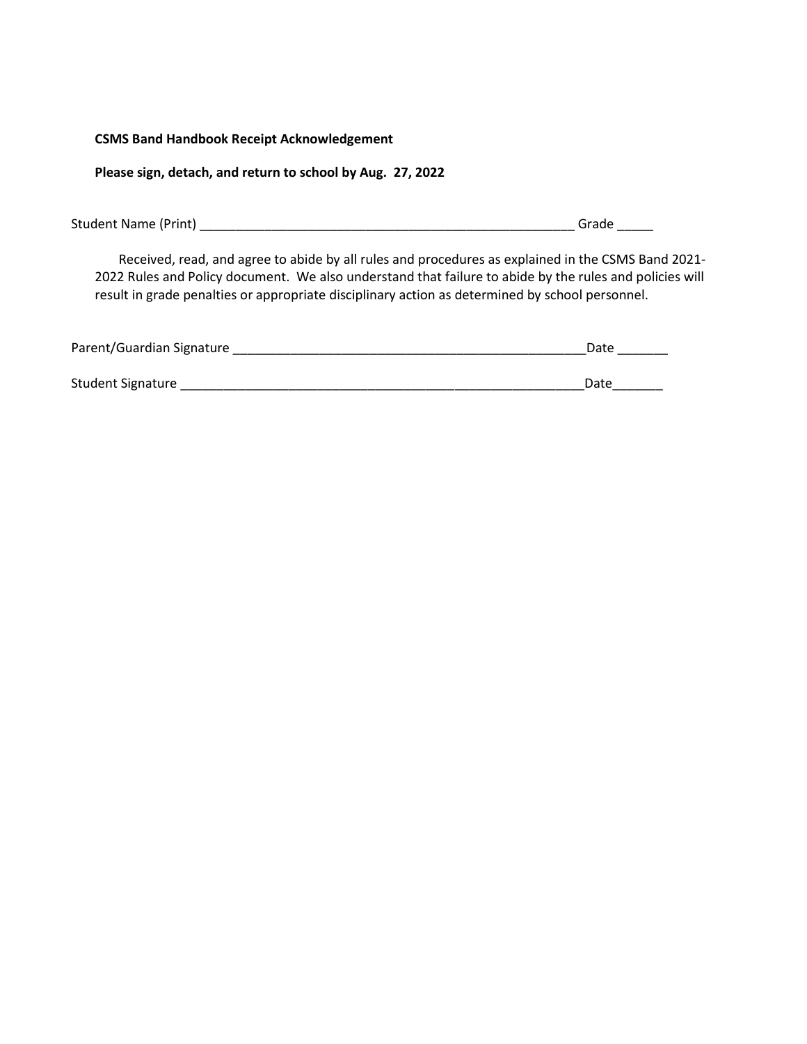**CSMS Band Handbook Receipt Acknowledgement**

**Please sign, detach, and return to school by Aug. 27, 2022**

Student Name (Print) _____________________________________________________ Grade _____

Received, read, and agree to abide by all rules and procedures as explained in the CSMS Band 2021-2022 Rules and Policy document. We also understand that failure to abide by the rules and policies will result in grade penalties or appropriate disciplinary action as determined by school personnel.

Parent/Guardian Signature __________________________________________________Date _______

Student Signature _________________________________________________________Date_______